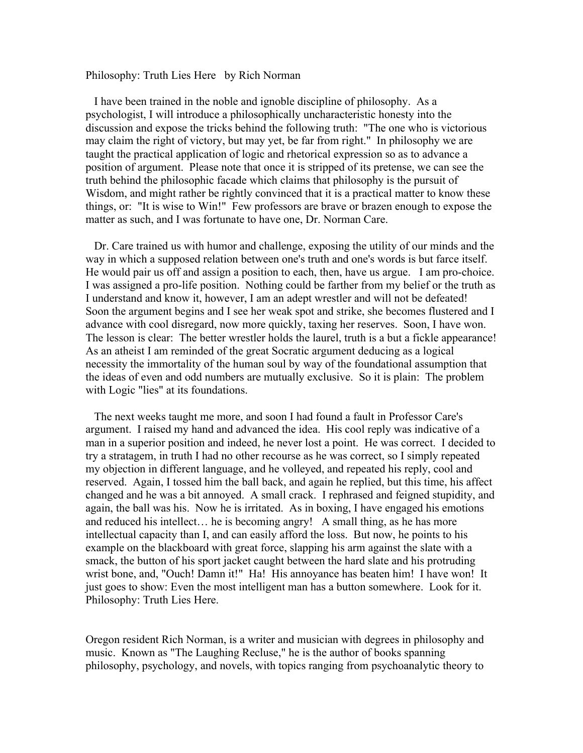# Philosophy: Truth Lies Here   by Rich Norman

I have been trained in the noble and ignoble discipline of philosophy. As a psychologist, I will introduce a philosophically uncharacteristic honesty into the discussion and expose the tricks behind the following truth: "The one who is victorious may claim the right of victory, but may yet, be far from right." In philosophy we are taught the practical application of logic and rhetorical expression so as to advance a position of argument. Please note that once it is stripped of its pretense, we can see the truth behind the philosophic facade which claims that philosophy is the pursuit of Wisdom, and might rather be rightly convinced that it is a practical matter to know these things, or: "It is wise to Win!" Few professors are brave or brazen enough to expose the matter as such, and I was fortunate to have one, Dr. Norman Care.

Dr. Care trained us with humor and challenge, exposing the utility of our minds and the way in which a supposed relation between one's truth and one's words is but farce itself. He would pair us off and assign a position to each, then, have us argue. I am pro-choice. I was assigned a pro-life position. Nothing could be farther from my belief or the truth as I understand and know it, however, I am an adept wrestler and will not be defeated! Soon the argument begins and I see her weak spot and strike, she becomes flustered and I advance with cool disregard, now more quickly, taxing her reserves. Soon, I have won. The lesson is clear: The better wrestler holds the laurel, truth is a but a fickle appearance! As an atheist I am reminded of the great Socratic argument deducing as a logical necessity the immortality of the human soul by way of the foundational assumption that the ideas of even and odd numbers are mutually exclusive. So it is plain: The problem with Logic "lies" at its foundations.

The next weeks taught me more, and soon I had found a fault in Professor Care's argument. I raised my hand and advanced the idea. His cool reply was indicative of a man in a superior position and indeed, he never lost a point. He was correct. I decided to try a stratagem, in truth I had no other recourse as he was correct, so I simply repeated my objection in different language, and he volleyed, and repeated his reply, cool and reserved. Again, I tossed him the ball back, and again he replied, but this time, his affect changed and he was a bit annoyed. A small crack. I rephrased and feigned stupidity, and again, the ball was his. Now he is irritated. As in boxing, I have engaged his emotions and reduced his intellect… he is becoming angry! A small thing, as he has more intellectual capacity than I, and can easily afford the loss. But now, he points to his example on the blackboard with great force, slapping his arm against the slate with a smack, the button of his sport jacket caught between the hard slate and his protruding wrist bone, and, "Ouch! Damn it!" Ha! His annoyance has beaten him! I have won! It just goes to show: Even the most intelligent man has a button somewhere. Look for it. Philosophy: Truth Lies Here.

Oregon resident Rich Norman, is a writer and musician with degrees in philosophy and music. Known as "The Laughing Recluse," he is the author of books spanning philosophy, psychology, and novels, with topics ranging from psychoanalytic theory to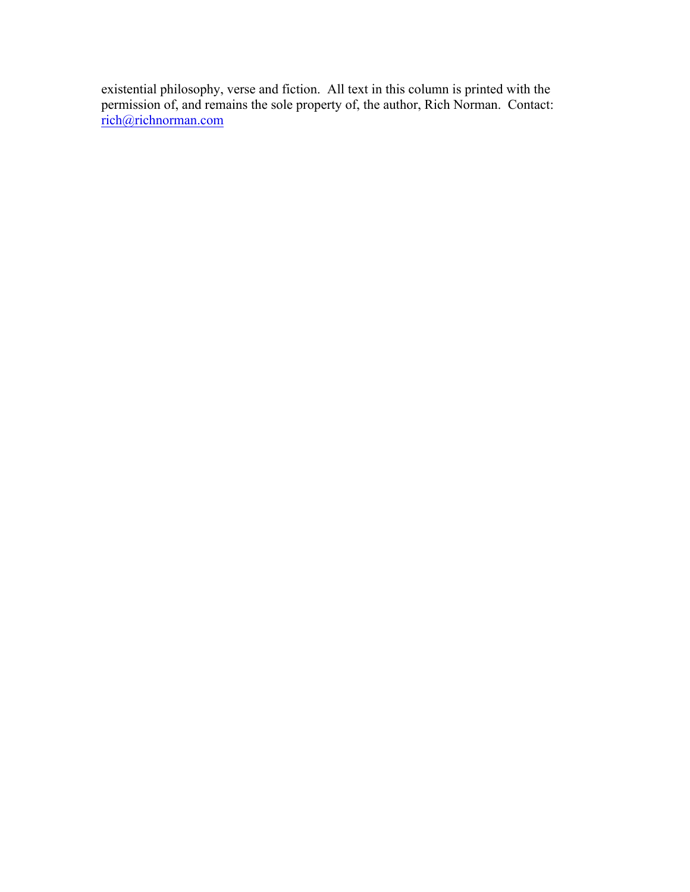existential philosophy, verse and fiction. All text in this column is printed with the permission of, and remains the sole property of, the author, Rich Norman. Contact: rich@richnorman.com